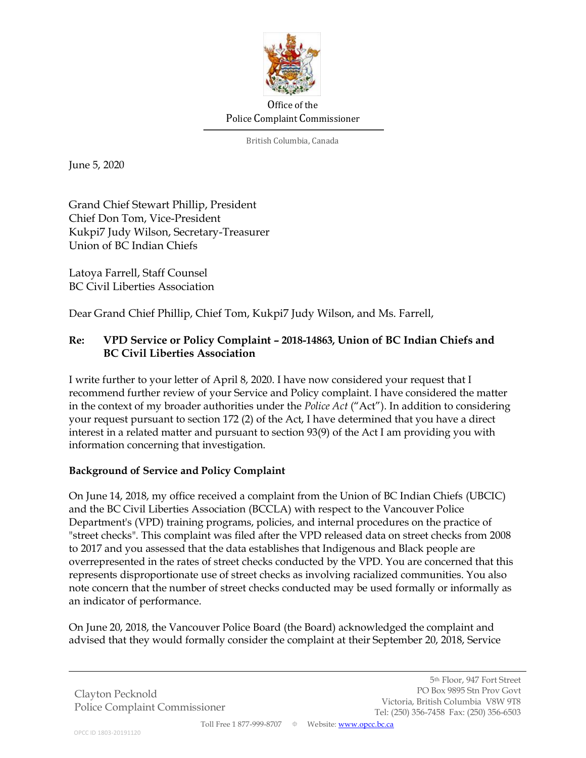Office of the
Police Complaint Commissioner

British Columbia, Canada

June 5, 2020

Grand Chief Stewart Phillip, President
Chief Don Tom, Vice-President
Kukpi7 Judy Wilson, Secretary-Treasurer
Union of BC Indian Chiefs

Latoya Farrell, Staff Counsel
BC Civil Liberties Association

Dear Grand Chief Phillip, Chief Tom, Kukpi7 Judy Wilson, and Ms. Farrell,

**Re: VPD Service or Policy Complaint – 2018-14863, Union of BC Indian Chiefs and BC Civil Liberties Association**

I write further to your letter of April 8, 2020. I have now considered your request that I recommend further review of your Service and Policy complaint. I have considered the matter in the context of my broader authorities under the *Police Act* ("Act"). In addition to considering your request pursuant to section 172 (2) of the Act, I have determined that you have a direct interest in a related matter and pursuant to section 93(9) of the Act I am providing you with information concerning that investigation.

**Background of Service and Policy Complaint**

On June 14, 2018, my office received a complaint from the Union of BC Indian Chiefs (UBCIC) and the BC Civil Liberties Association (BCCLA) with respect to the Vancouver Police Department's (VPD) training programs, policies, and internal procedures on the practice of "street checks". This complaint was filed after the VPD released data on street checks from 2008 to 2017 and you assessed that the data establishes that Indigenous and Black people are overrepresented in the rates of street checks conducted by the VPD. You are concerned that this represents disproportionate use of street checks as involving racialized communities. You also note concern that the number of street checks conducted may be used formally or informally as an indicator of performance.

On June 20, 2018, the Vancouver Police Board (the Board) acknowledged the complaint and advised that they would formally consider the complaint at their September 20, 2018, Service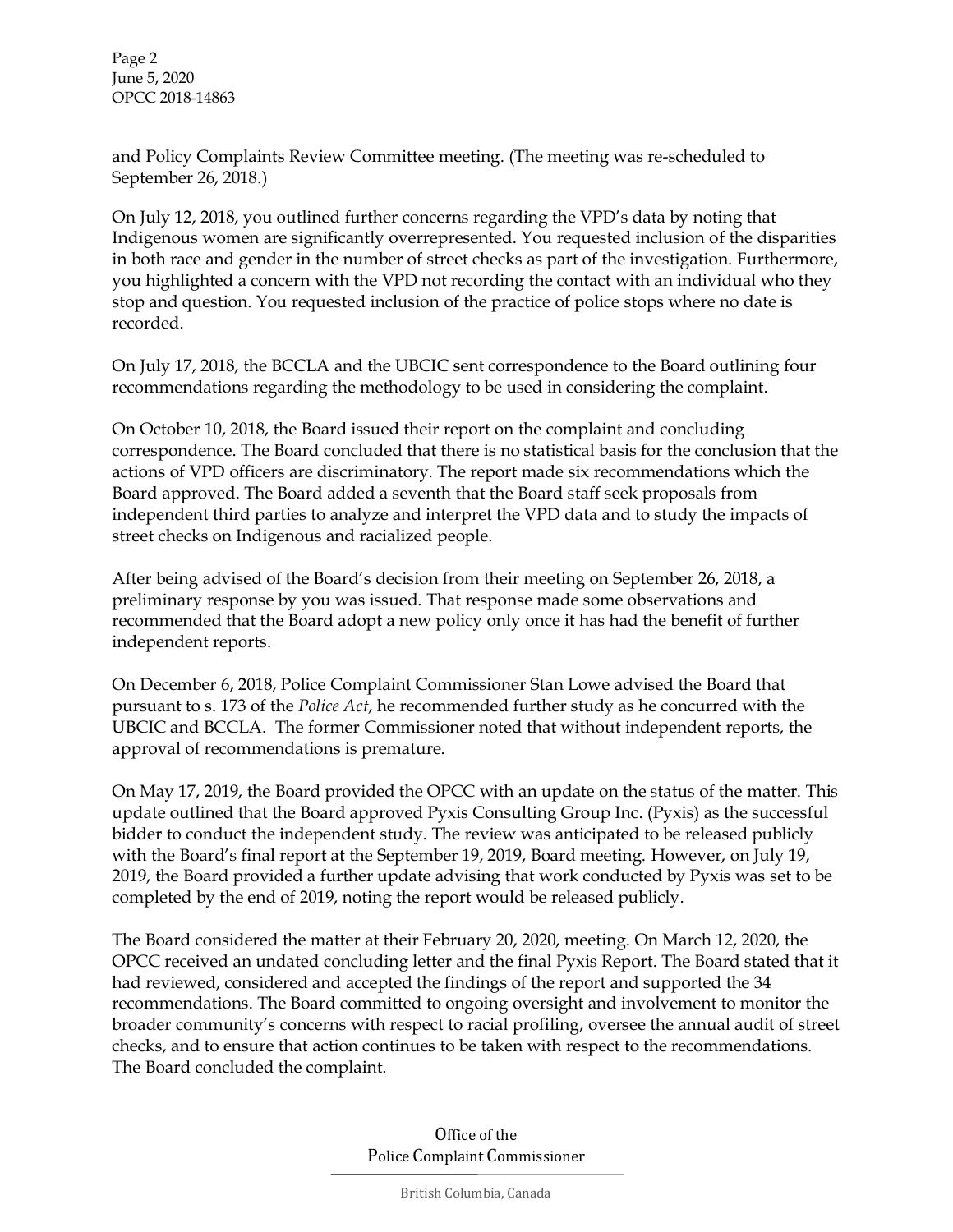and Policy Complaints Review Committee meeting. (The meeting was re-scheduled to September 26, 2018.)

On July 12, 2018, you outlined further concerns regarding the VPD's data by noting that Indigenous women are significantly overrepresented. You requested inclusion of the disparities in both race and gender in the number of street checks as part of the investigation. Furthermore, you highlighted a concern with the VPD not recording the contact with an individual who they stop and question. You requested inclusion of the practice of police stops where no date is recorded.

On July 17, 2018, the BCCLA and the UBCIC sent correspondence to the Board outlining four recommendations regarding the methodology to be used in considering the complaint.

On October 10, 2018, the Board issued their report on the complaint and concluding correspondence. The Board concluded that there is no statistical basis for the conclusion that the actions of VPD officers are discriminatory. The report made six recommendations which the Board approved. The Board added a seventh that the Board staff seek proposals from independent third parties to analyze and interpret the VPD data and to study the impacts of street checks on Indigenous and racialized people.

After being advised of the Board's decision from their meeting on September 26, 2018, a preliminary response by you was issued. That response made some observations and recommended that the Board adopt a new policy only once it has had the benefit of further independent reports.

On December 6, 2018, Police Complaint Commissioner Stan Lowe advised the Board that pursuant to s. 173 of the *Police Act*, he recommended further study as he concurred with the UBCIC and BCCLA. The former Commissioner noted that without independent reports, the approval of recommendations is premature.

On May 17, 2019, the Board provided the OPCC with an update on the status of the matter. This update outlined that the Board approved Pyxis Consulting Group Inc. (Pyxis) as the successful bidder to conduct the independent study. The review was anticipated to be released publicly with the Board's final report at the September 19, 2019, Board meeting. However, on July 19, 2019, the Board provided a further update advising that work conducted by Pyxis was set to be completed by the end of 2019, noting the report would be released publicly.

The Board considered the matter at their February 20, 2020, meeting. On March 12, 2020, the OPCC received an undated concluding letter and the final Pyxis Report. The Board stated that it had reviewed, considered and accepted the findings of the report and supported the 34 recommendations. The Board committed to ongoing oversight and involvement to monitor the broader community's concerns with respect to racial profiling, oversee the annual audit of street checks, and to ensure that action continues to be taken with respect to the recommendations. The Board concluded the complaint.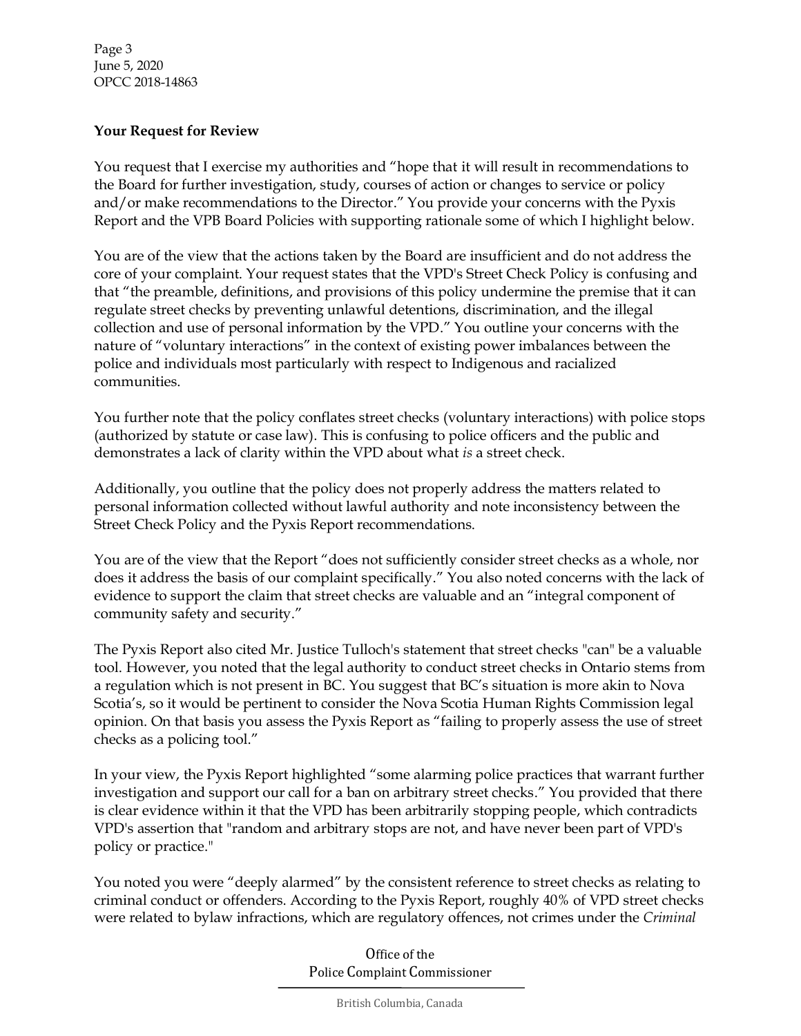**Your Request for Review**

You request that I exercise my authorities and "hope that it will result in recommendations to the Board for further investigation, study, courses of action or changes to service or policy and/or make recommendations to the Director." You provide your concerns with the Pyxis Report and the VPB Board Policies with supporting rationale some of which I highlight below.

You are of the view that the actions taken by the Board are insufficient and do not address the core of your complaint. Your request states that the VPD's Street Check Policy is confusing and that "the preamble, definitions, and provisions of this policy undermine the premise that it can regulate street checks by preventing unlawful detentions, discrimination, and the illegal collection and use of personal information by the VPD." You outline your concerns with the nature of "voluntary interactions" in the context of existing power imbalances between the police and individuals most particularly with respect to Indigenous and racialized communities.

You further note that the policy conflates street checks (voluntary interactions) with police stops (authorized by statute or case law). This is confusing to police officers and the public and demonstrates a lack of clarity within the VPD about what *is* a street check.

Additionally, you outline that the policy does not properly address the matters related to personal information collected without lawful authority and note inconsistency between the Street Check Policy and the Pyxis Report recommendations.

You are of the view that the Report "does not sufficiently consider street checks as a whole, nor does it address the basis of our complaint specifically." You also noted concerns with the lack of evidence to support the claim that street checks are valuable and an "integral component of community safety and security."

The Pyxis Report also cited Mr. Justice Tulloch's statement that street checks "can" be a valuable tool. However, you noted that the legal authority to conduct street checks in Ontario stems from a regulation which is not present in BC. You suggest that BC's situation is more akin to Nova Scotia's, so it would be pertinent to consider the Nova Scotia Human Rights Commission legal opinion. On that basis you assess the Pyxis Report as "failing to properly assess the use of street checks as a policing tool."

In your view, the Pyxis Report highlighted "some alarming police practices that warrant further investigation and support our call for a ban on arbitrary street checks." You provided that there is clear evidence within it that the VPD has been arbitrarily stopping people, which contradicts VPD's assertion that "random and arbitrary stops are not, and have never been part of VPD's policy or practice."

You noted you were "deeply alarmed" by the consistent reference to street checks as relating to criminal conduct or offenders. According to the Pyxis Report, roughly 40% of VPD street checks were related to bylaw infractions, which are regulatory offences, not crimes under the *Criminal*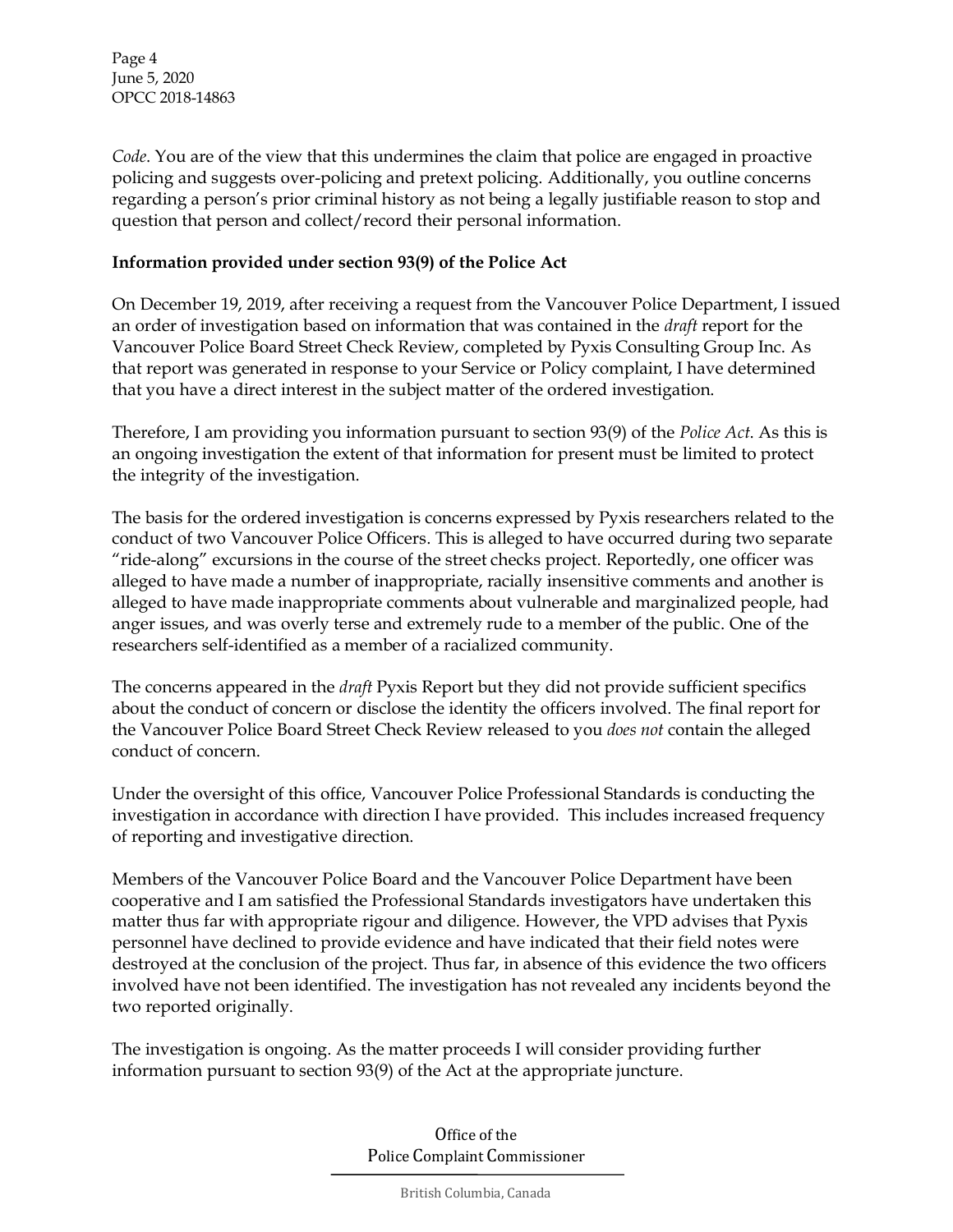*Code*. You are of the view that this undermines the claim that police are engaged in proactive policing and suggests over-policing and pretext policing. Additionally, you outline concerns regarding a person's prior criminal history as not being a legally justifiable reason to stop and question that person and collect/record their personal information.

**Information provided under section 93(9) of the Police Act**

On December 19, 2019, after receiving a request from the Vancouver Police Department, I issued an order of investigation based on information that was contained in the *draft* report for the Vancouver Police Board Street Check Review, completed by Pyxis Consulting Group Inc. As that report was generated in response to your Service or Policy complaint, I have determined that you have a direct interest in the subject matter of the ordered investigation.

Therefore, I am providing you information pursuant to section 93(9) of the *Police Act*. As this is an ongoing investigation the extent of that information for present must be limited to protect the integrity of the investigation.

The basis for the ordered investigation is concerns expressed by Pyxis researchers related to the conduct of two Vancouver Police Officers. This is alleged to have occurred during two separate "ride-along" excursions in the course of the street checks project. Reportedly, one officer was alleged to have made a number of inappropriate, racially insensitive comments and another is alleged to have made inappropriate comments about vulnerable and marginalized people, had anger issues, and was overly terse and extremely rude to a member of the public. One of the researchers self-identified as a member of a racialized community.

The concerns appeared in the *draft* Pyxis Report but they did not provide sufficient specifics about the conduct of concern or disclose the identity the officers involved. The final report for the Vancouver Police Board Street Check Review released to you *does not* contain the alleged conduct of concern.

Under the oversight of this office, Vancouver Police Professional Standards is conducting the investigation in accordance with direction I have provided. This includes increased frequency of reporting and investigative direction.

Members of the Vancouver Police Board and the Vancouver Police Department have been cooperative and I am satisfied the Professional Standards investigators have undertaken this matter thus far with appropriate rigour and diligence. However, the VPD advises that Pyxis personnel have declined to provide evidence and have indicated that their field notes were destroyed at the conclusion of the project. Thus far, in absence of this evidence the two officers involved have not been identified. The investigation has not revealed any incidents beyond the two reported originally.

The investigation is ongoing. As the matter proceeds I will consider providing further information pursuant to section 93(9) of the Act at the appropriate juncture.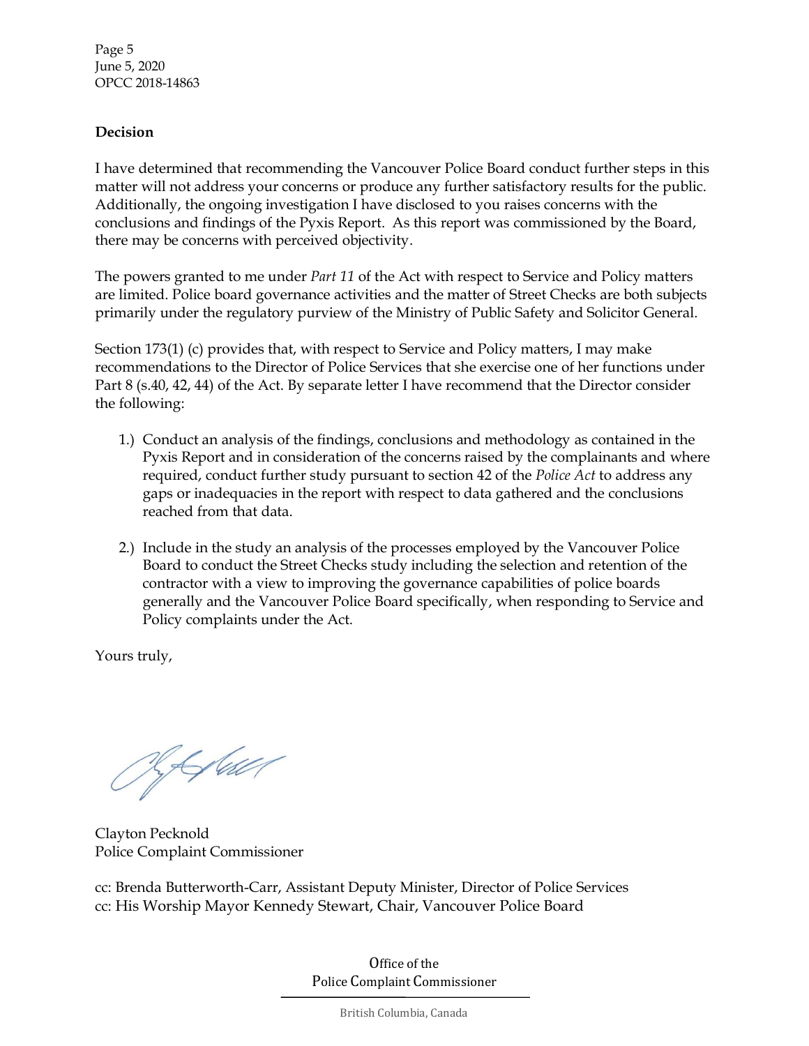**Decision**

I have determined that recommending the Vancouver Police Board conduct further steps in this matter will not address your concerns or produce any further satisfactory results for the public. Additionally, the ongoing investigation I have disclosed to you raises concerns with the conclusions and findings of the Pyxis Report. As this report was commissioned by the Board, there may be concerns with perceived objectivity.

The powers granted to me under *Part 11* of the Act with respect to Service and Policy matters are limited. Police board governance activities and the matter of Street Checks are both subjects primarily under the regulatory purview of the Ministry of Public Safety and Solicitor General.

Section 173(1) (c) provides that, with respect to Service and Policy matters, I may make recommendations to the Director of Police Services that she exercise one of her functions under Part 8 (s.40, 42, 44) of the Act. By separate letter I have recommend that the Director consider the following:

1.) Conduct an analysis of the findings, conclusions and methodology as contained in the Pyxis Report and in consideration of the concerns raised by the complainants and where required, conduct further study pursuant to section 42 of the *Police Act* to address any gaps or inadequacies in the report with respect to data gathered and the conclusions reached from that data.

2.) Include in the study an analysis of the processes employed by the Vancouver Police Board to conduct the Street Checks study including the selection and retention of the contractor with a view to improving the governance capabilities of police boards generally and the Vancouver Police Board specifically, when responding to Service and Policy complaints under the Act.

Yours truly,

Clayton Pecknold
Police Complaint Commissioner

cc: Brenda Butterworth-Carr, Assistant Deputy Minister, Director of Police Services
cc: His Worship Mayor Kennedy Stewart, Chair, Vancouver Police Board